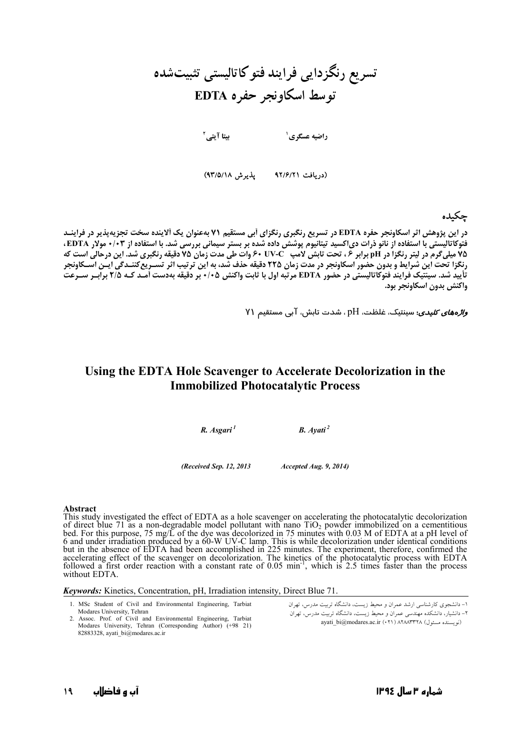# تسریع رنگزدایی فرایند فتوکاتالیستی تثبیت‌شده توسط اسکاونجر حفره EDTA

راضیه عسگری[1] بیتا آیتی[2]

(دریافت ۹۲/۶/۲۱ پذیرش ۹۳/۵/۱۸)

## چکیده

در این پژوهش اثر اسکاونجر حفره EDTA در تسریع رنگبری رنگزای آبی مستقیم ۷۱ به‌عنوان یک آلاینده سخت تجزیه‌پذیر در فرایند فتوکاتالیستی با استفاده از نانو ذرات دی‌اکسید تیتانیوم پوشش داده شده بر بستر سیمانی بررسی شد. با استفاده از ۰/۰۳ مولار EDTA، ۷۵ میلی‌گرم در لیتر رنگزا در pH برابر ۶، تحت تابش لامپ UV-C ۶۰ وات طی مدت زمان ۷۵ دقیقه رنگبری شد. این درحالی است که رنگزا تحت این شرایط و بدون حضور اسکاونجر در مدت زمان ۲۲۵ دقیقه حذف شد، به این ترتیب اثر تسریع‌کنندگی این اسکاونجر تأیید شد. سینتیک فرایند فتوکاتالیستی در حضور EDTA مرتبه اول با ثابت واکنش ۰/۰۵ بر دقیقه به‌دست آمد که ۲/۵ برابر سرعت واکنش بدون اسکاونجر بود.

***واژه‌های کلیدی:*** سینتیک، غلظت، pH، شدت تابش، آبی مستقیم ۷۱

# Using the EDTA Hole Scavenger to Accelerate Decolorization in the Immobilized Photocatalytic Process

*R. Asgari*[1] *B. Ayati*[2]

*(Received Sep. 12, 2013 Accepted Aug. 9, 2014)*

## Abstract

This study investigated the effect of EDTA as a hole scavenger on accelerating the photocatalytic decolorization of direct blue 71 as a non-degradable model pollutant with nano $TiO_2$ powder immobilized on a cementitious bed. For this purpose, 75 mg/L of the dye was decolorized in 75 minutes with 0.03 M of EDTA at a pH level of 6 and under irradiation produced by a 60-W UV-C lamp. This is while decolorization under identical conditions but in the absence of EDTA had been accomplished in 225 minutes. The experiment, therefore, confirmed the accelerating effect of the scavenger on decolorization. The kinetics of the photocatalytic process with EDTA followed a first order reaction with a constant rate of 0.05 $min^{-1}$, which is 2.5 times faster than the process without EDTA.

***Keywords:*** Kinetics, Concentration, pH, Irradiation intensity, Direct Blue 71.

---

۱- دانشجوی کارشناسی ارشد عمران و محیط زیست، دانشگاه تربیت مدرس، تهران
۲- دانشیار، دانشکده مهندسی عمران و محیط زیست، دانشگاه تربیت مدرس، تهران
(نویسنده مسئول) ۸۲۸۸۳۳۲۸ (۰۲۱) ayati_bi@modares.ac.ir

1. MSc Student of Civil and Environmental Engineering, Tarbiat Modares University, Tehran
2. Assoc. Prof. of Civil and Environmental Engineering, Tarbiat Modares University, Tehran (Corresponding Author) (+98 21) 82883328, ayati_bi@modares.ac.ir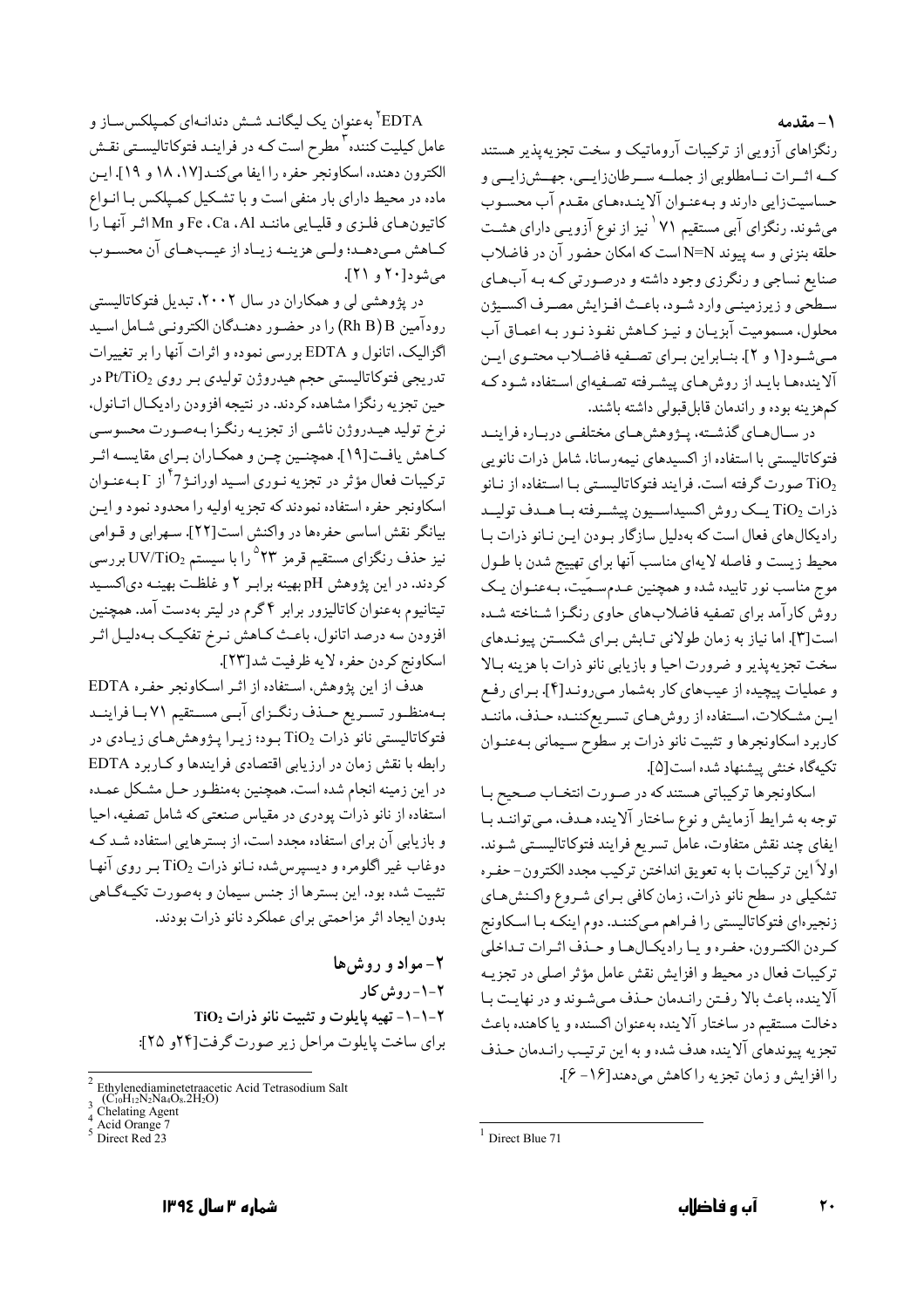## ۱- مقدمه

رنگزاهای آزویی از ترکیبات آروماتیک و سخت تجزیه‌پذیر هستند که اثرات نامطلوبی از جمله سرطان‌زایی، جهش‌زایی و حساسیت‌زایی دارند و به‌عنوان آلاینده‌های مقدم آب محسوب می‌شوند. رنگزای آبی مستقیم ۷۱ [1] نیز از نوع آزویی دارای هشت حلقه بنزنی و سه پیوند N=N است که امکان حضور آن در فاضلاب صنایع نساجی و رنگرزی وجود داشته و درصورتی که به آب‌های سطحی و زیرزمینی وارد شود، باعث افزایش مصرف اکسیژن محلول، مسمومیت آبزیان و نیز کاهش نفوذ نور به اعماق آب می‌شود[۱ و ۲]. بنابراین برای تصفیه فاضلاب محتوی این آلاینده‌ها باید از روش‌های پیشرفته تصفیه‌ای استفاده شود که کم‌هزینه بوده و راندمان قابل‌قبولی داشته باشند.

در سال‌های گذشته، پژوهش‌های مختلفی درباره فرایند فتوکاتالیستی با استفاده از اکسیدهای نیمه‌رسانا، شامل ذرات نانویی $TiO_2$ صورت گرفته است. فرایند فتوکاتالیستی با استفاده از نانو ذرات $TiO_2$ یک روش اکسیداسیون پیشرفته با هدف تولید رادیکال‌های فعال است که به‌دلیل سازگار بودن این نانو ذرات با محیط زیست و فاصله لایه‌ای مناسب آنها برای تهییج شدن با طول موج مناسب نور تابیده شده و همچنین عدم‌سمّیت، به‌عنوان یک روش کارآمد برای تصفیه فاضلاب‌های حاوی رنگزا شناخته شده است[۳]. اما نیاز به زمان طولانی تابش برای شکستن پیوندهای سخت تجزیه‌پذیر و ضرورت احیا و بازیابی نانو ذرات با هزینه بالا و عملیات پیچیده از عیب‌های کار به‌شمار می‌روند[۴]. برای رفع این مشکلات، استفاده از روش‌های تسریع‌کننده حذف، مانند کاربرد اسکاونجرها و تثبیت نانو ذرات بر سطوح سیمانی به‌عنوان تکیه‌گاه خنثی پیشنهاد شده است[۵].

اسکاونجرها ترکیباتی هستند که در صورت انتخاب صحیح با توجه به شرایط آزمایش و نوع ساختار آلاینده هدف، می‌توانند با ایفای چند نقش متفاوت، عامل تسریع فرایند فتوکاتالیستی شوند. اولاً این ترکیبات با به تعویق انداختن ترکیب مجدد الکترون- حفره تشکیلی در سطح نانو ذرات، زمان کافی برای شروع واکنش‌های زنجیره‌ای فتوکاتالیستی را فراهم می‌کنند. دوم اینکه با اسکاونج کردن الکترون، حفره و یا رادیکال‌ها و حذف اثرات تداخلی ترکیبات فعال در محیط و افزایش نقش عامل مؤثر اصلی در تجزیه آلاینده، باعث بالا رفتن راندمان حذف می‌شوند و در نهایت با دخالت مستقیم در ساختار آلاینده به‌عنوان اکسنده و یا کاهنده باعث تجزیه پیوندهای آلاینده هدف شده و به این ترتیب راندمان حذف را افزایش و زمان تجزیه را کاهش می‌دهند[۱۶- ۶].

EDTA [2] به‌عنوان یک لیگاند شش دندانه‌ای کمپلکس‌ساز و عامل کیلیت کننده [3] مطرح است که در فرایند فتوکاتالیستی نقش الکترون دهنده، اسکاونجر حفره را ایفا می‌کند[۱۷، ۱۸ و ۱۹]. این ماده در محیط دارای بار منفی است و با تشکیل کمپلکس با انواع کاتیون‌های فلزی و قلیایی مانند Al، Ca، Fe و Mn اثر آنها را کاهش می‌دهد؛ ولی هزینه زیاد از عیب‌های آن محسوب می‌شود[۲۰ و ۲۱].

در پژوهشی لی و همکاران در سال ۲۰۰۲، تبدیل فتوکاتالیستی رودآمین B (Rh B) را در حضور دهندگان الکترونی شامل اسید اگزالیک، اتانول و EDTA بررسی نموده و اثرات آنها را بر تغییرات تدریجی فتوکاتالیستی حجم هیدروژن تولیدی بر روی $Pt/TiO_2$ در حین تجزیه رنگزا مشاهده کردند. در نتیجه افزودن رادیکال اتانول، نرخ تولید هیدروژن ناشی از تجزیه رنگزا به‌صورت محسوسی کاهش یافت[۱۹]. همچنین چن و همکاران برای مقایسه اثر ترکیبات فعال مؤثر در تجزیه نوری اسید اورانژ۷ [4] از $I^-$ به‌عنوان اسکاونجر حفره استفاده نمودند که تجزیه اولیه را محدود نمود و این بیانگر نقش اساسی حفره‌ها در واکنش است[۲۲]. سهرابی و قوامی نیز حذف رنگزای مستقیم قرمز ۲۳ [5] را با سیستم $UV/TiO_2$ بررسی کردند. در این پژوهش pH بهینه برابر ۲ و غلظت بهینه دی‌اکسید تیتانیوم به‌عنوان کاتالیزور برابر ۴ گرم در لیتر به‌دست آمد. همچنین افزودن سه درصد اتانول، باعث کاهش نرخ تفکیک به‌دلیل اثر اسکاونج کردن حفره لایه ظرفیت شد[۲۳].

هدف از این پژوهش، استفاده از اثر اسکاونجر حفره EDTA به‌منظور تسریع حذف رنگزای آبی مستقیم ۷۱ با فرایند فتوکاتالیستی نانو ذرات $TiO_2$ بود؛ زیرا پژوهش‌های زیادی در رابطه با نقش زمان در ارزیابی اقتصادی فرایندها و کاربرد EDTA در این زمینه انجام شده است. همچنین به‌منظور حل مشکل عمده استفاده از نانو ذرات پودری در مقیاس صنعتی که شامل تصفیه، احیا و بازیابی آن برای استفاده مجدد است، از بسترهایی استفاده شد که دوغاب غیر اگلومره و دیسپرس‌شده نانو ذرات $TiO_2$ بر روی آنها تثبیت شده بود. این بسترها از جنس سیمان و به‌صورت تکیه‌گاهی بدون ایجاد اثر مزاحمتی برای عملکرد نانو ذرات بودند.

## ۲- مواد و روش‌ها

### ۲-۱- روش کار

#### ۲-۱-۱- تهیه پایلوت و تثبیت نانو ذرات $TiO_2$

برای ساخت پایلوت مراحل زیر صورت گرفت[۲۴و ۲۵]:

---

[1] Direct Blue 71

[2] Ethylenediaminetetraacetic Acid Tetrasodium Salt ($C_{10}H_{12}N_2Na_4O_8.2H_2O$)

[3] Chelating Agent

[4] Acid Orange 7

[5] Direct Red 23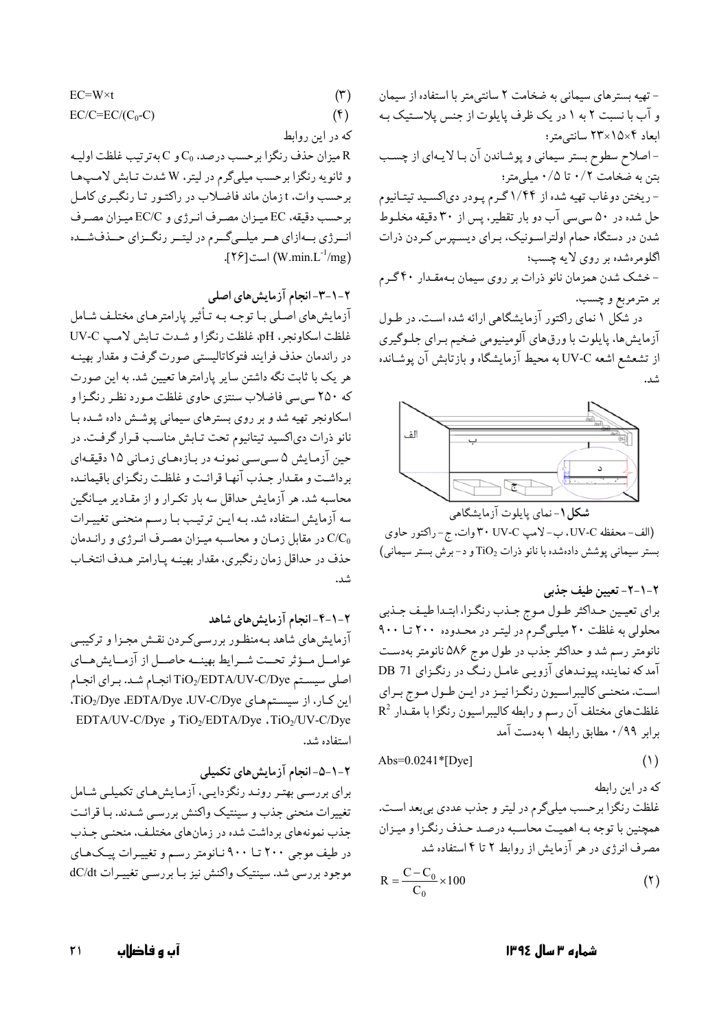- تهیه بسترهای سیمانی به ضخامت ۲ سانتی‌متر با استفاده از سیمان و آب با نسبت ۲ به ۱ در یک ظرف پایلوت از جنس پلاستیک به ابعاد ۴×۱۵×۲۳ سانتی‌متر؛

- اصلاح سطوح بستر سیمانی و پوشاندن آن با لایه‌ای از چسب بتن به ضخامت ۰/۲ تا ۰/۵ میلی‌متر؛

- ریختن دوغاب تهیه شده از ۱/۴۴ گرم پودر دی‌اکسید تیتانیوم حل شده در ۵۰ سی‌سی آب دو بار تقطیر، پس از ۳۰ دقیقه مخلوط شدن در دستگاه حمام اولتراسونیک، برای دیسپرس کردن ذرات اگلومره‌شده بر روی لایه چسب؛

- خشک شدن همزمان نانو ذرات بر روی سیمان به‌مقدار ۴۰ گرم بر مترمربع و چسب.

در شکل ۱ نمای راکتور آزمایشگاهی ارائه شده است. در طول آزمایش‌ها، پایلوت با ورق‌های آلومینیومی ضخیم برای جلوگیری از تشعشع اشعه UV-C به محیط آزمایشگاه و بازتابش آن پوشانده شد.

**شکل ۱**- نمای پایلوت آزمایشگاهی

(الف- محفظه UV-C، ب- لامپ UV-C ۳۰ وات، ج- راکتور حاوی بستر سیمانی پوشش داده‌شده با نانو ذرات $TiO_2$ و د- برش بستر سیمانی)

### ۲-۱-۲- تعیین طیف جذبی

برای تعیین حداکثر طول موج جذب رنگزا، ابتدا طیف جذبی محلولی به غلظت ۲۰ میلی‌گرم در لیتر در محدوده ۲۰۰ تا ۹۰۰ نانومتر رسم شد و حداکثر جذب در طول موج ۵۸۶ نانومتر به‌دست آمد که نماینده پیوندهای آزویی عامل رنگ در رنگزای DB 71 است. منحنی کالیبراسیون رنگزا نیز در این طول موج برای غلظت‌های مختلف آن رسم و رابطه کالیبراسیون رنگزا با مقدار $R^2$ برابر ۰/۹۹ مطابق رابطه ۱ به‌دست آمد

$$Abs=0.0241*[Dye] \qquad (1)$$

که در این رابطه

غلظت رنگزا برحسب میلی‌گرم در لیتر و جذب عددی بی‌بعد است. همچنین با توجه به اهمیت محاسبه درصد حذف رنگزا و میزان مصرف انرژی در هر آزمایش از روابط ۲ تا ۴ استفاده شد

$$R=\frac{C-C_0}{C_0}\times 100 \qquad (2)$$

$$EC=W\times t \qquad (3)$$

$$EC/C=EC/(C_0-C) \qquad (4)$$

که در این روابط

R میزان حذف رنگزا برحسب درصد، $C_0$ و C به‌ترتیب غلظت اولیه و ثانویه رنگزا برحسب میلی‌گرم در لیتر، W شدت تابش لامپ‌ها برحسب وات، t زمان ماند فاضلاب در راکتور تا رنگبری کامل برحسب دقیقه، EC میزان مصرف انرژی و EC/C میزان مصرف انرژی به‌ازای هر میلی‌گرم در لیتر رنگزای حذف‌شده ($W.min.L^{-1}/mg$) است[26].

### ۲-۱-۳- انجام آزمایش‌های اصلی

آزمایش‌های اصلی با توجه به تأثیر پارامترهای مختلف شامل غلظت اسکاونجر، pH، غلظت رنگزا و شدت تابش لامپ UV-C در راندمان حذف فرایند فتوکاتالیستی صورت گرفت و مقدار بهینه هر یک با ثابت نگه داشتن سایر پارامترها تعیین شد. به این صورت که ۲۵۰ سی‌سی فاضلاب سنتزی حاوی غلظت مورد نظر رنگزا و اسکاونجر تهیه شد و بر روی بسترهای سیمانی پوشش داده شده با نانو ذرات دی‌اکسید تیتانیوم تحت تابش مناسب قرار گرفت. در حین آزمایش ۵ سی‌سی نمونه در بازه‌های زمانی ۱۵ دقیقه‌ای برداشت و مقدار جذب آنها قرائت و غلظت رنگزای باقیمانده محاسبه شد. هر آزمایش حداقل سه بار تکرار و از مقادیر میانگین سه آزمایش استفاده شد. به این ترتیب با رسم منحنی تغییرات $C/C_0$ در مقابل زمان و محاسبه میزان مصرف انرژی و راندمان حذف در حداقل زمان رنگبری، مقدار بهینه پارامتر هدف انتخاب شد.

### ۲-۱-۴- انجام آزمایش‌های شاهد

آزمایش‌های شاهد به‌منظور بررسی‌کردن نقش مجزا و ترکیبی عوامل مؤثر تحت شرایط بهینه حاصل از آزمایش‌های اصلی سیستم $TiO_2$/EDTA/UV-C/Dye انجام شد. برای انجام این کار، از سیستم‌های UV-C/Dye، EDTA/Dye، $TiO_2$/Dye، $TiO_2$/UV-C/Dye، $TiO_2$/EDTA/Dye و EDTA/UV-C/Dye استفاده شد.

### ۲-۱-۵- انجام آزمایش‌های تکمیلی

برای بررسی بهتر روند رنگزدایی، آزمایش‌های تکمیلی شامل تغییرات منحنی جذب و سینتیک واکنش بررسی شدند. با قرائت جذب نمونه‌های برداشت شده در زمان‌های مختلف، منحنی جذب در طیف موجی ۲۰۰ تا ۹۰۰ نانومتر رسم و تغییرات پیک‌های موجود بررسی شد. سینتیک واکنش نیز با بررسی تغییرات dC/dt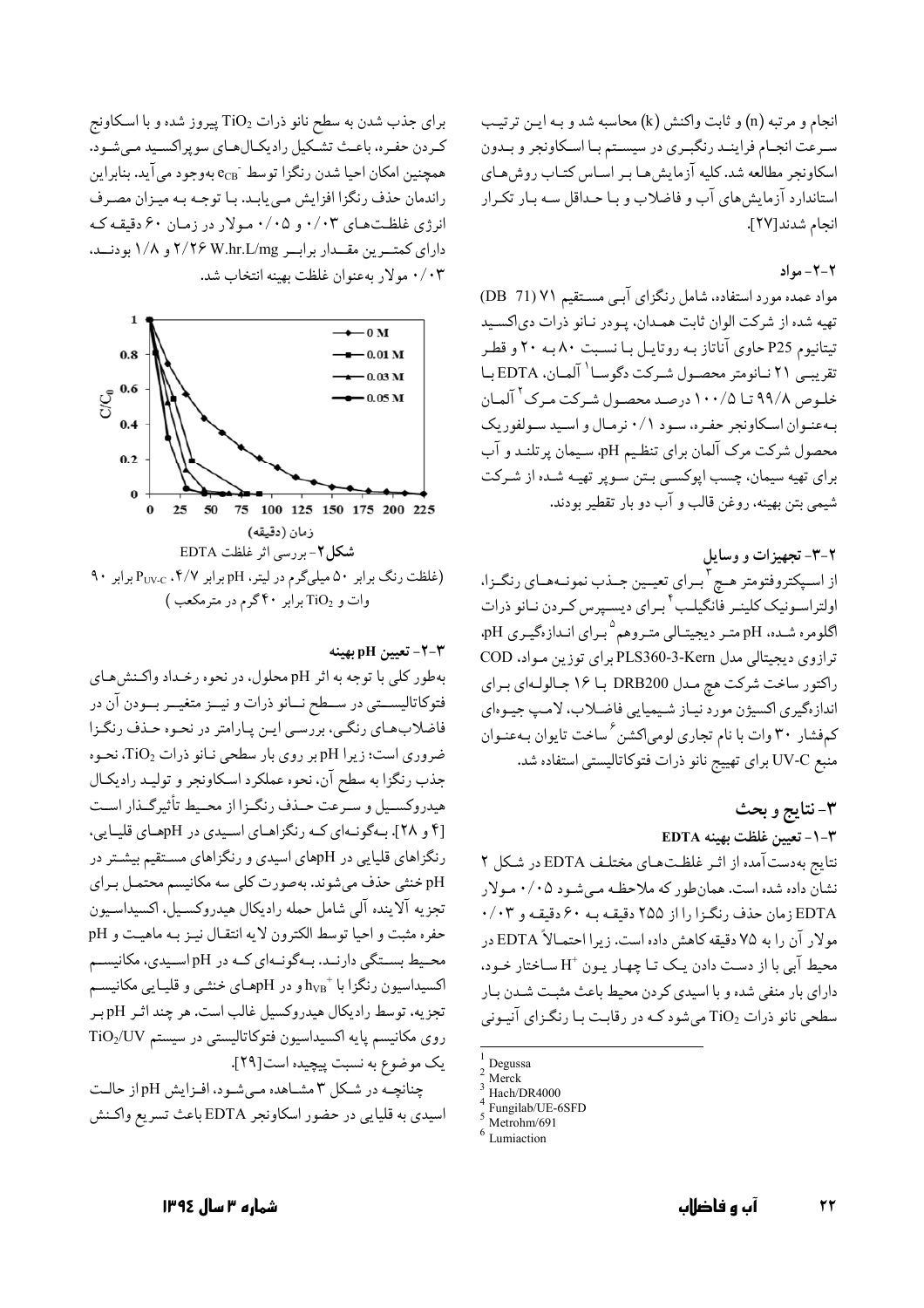انجام و مرتبه (n) و ثابت واکنش (k) محاسبه شد و به این ترتیب سرعت انجام فرایند رنگبری در سیستم با اسکاونجر و بدون اسکاونجر مطالعه شد. کلیه آزمایش‌ها بر اساس کتاب روش‌های استاندارد آزمایش‌های آب و فاضلاب و با حداقل سه بار تکرار انجام شدند[27].

### ۲-۲- مواد

مواد عمده مورد استفاده، شامل رنگزای آبی مستقیم ۷۱ (DB 71) تهیه شده از شرکت الوان ثابت همدان، پودر نانو ذرات دی‌اکسید تیتانیوم P25 حاوی آناتاز به روتایل با نسبت ۸۰ به ۲۰ و قطر تقریبی ۲۱ نانومتر محصول شرکت دگوسا[1] آلمان، EDTA با خلوص ۹۹/۸ تا ۱۰۰/۵ درصد محصول شرکت مرک[2] آلمان به‌عنوان اسکاونجر حفره، سود ۰/۱ نرمال و اسید سولفوریک محصول شرکت مرک آلمان برای تنظیم pH، سیمان پرتلند و آب برای تهیه سیمان، چسب اپوکسی بتن سوپر تهیه شده از شرکت شیمی بتن بهینه، روغن قالب و آب دو بار تقطیر بودند.

### ۲-۳- تجهیزات و وسایل

از اسپکتروفتومتر هچ[3] برای تعیین جذب نمونه‌های رنگزا، اولتراسونیک کلینر فانگیلب[4] برای دیسپرس کردن نانو ذرات اگلومره شده، pH متر دیجیتال متروهم[5] برای اندازه‌گیری pH، ترازوی دیجیتالی مدل PLS360-3-Kern برای توزین مواد، COD راکتور ساخت شرکت هچ مدل DRB200 با ۱۶ جالوله‌ای برای اندازه‌گیری اکسیژن مورد نیاز شیمیایی فاضلاب، لامپ جیوه‌ای کم‌فشار ۳۰ وات با نام تجاری لومی‌اکشن[6] ساخت تایوان به‌عنوان منبع UV-C برای تهییج نانو ذرات فتوکاتالیستی استفاده شد.

## ۳- نتایج و بحث

### ۳-۱- تعیین غلظت بهینه EDTA

نتایج به‌دست‌آمده از اثر غلظت‌های مختلف EDTA در شکل ۲ نشان داده شده است. همان‌طور که ملاحظه می‌شود ۰/۰۵ مولار EDTA زمان حذف رنگزا را از ۲۵۵ دقیقه به ۶۰ دقیقه و ۰/۰۳ مولار آن را به ۷۵ دقیقه کاهش داده است. زیرا احتمالاً EDTA در محیط آبی با از دست دادن یک تا چهار یون $H^+$ ساختار خود، دارای بار منفی شده و با اسیدی کردن محیط باعث مثبت شدن بار سطحی نانو ذرات $TiO_2$ می‌شود که در رقابت با رنگزای آنیونی برای جذب شدن به سطح نانو ذرات $TiO_2$ پیروز شده و با اسکاونج کردن حفره، باعث تشکیل رادیکال‌های سوپراکسید می‌شود. همچنین امکان احیا شدن رنگزا توسط $e_{CB}^-$ به‌وجود می‌آید. بنابراین راندمان حذف رنگزا افزایش می‌یابد. با توجه به میزان مصرف انرژی غلظت‌های ۰/۰۳ و ۰/۰۵ مولار در زمان ۶۰ دقیقه که دارای کمترین مقدار برابر ۲/۲۶ W.hr.L/mg و ۱/۸ بودند، ۰/۰۳ مولار به‌عنوان غلظت بهینه انتخاب شد.

**شکل ۲**- بررسی اثر غلظت EDTA
(غلظت رنگ برابر ۵۰ میلی‌گرم در لیتر، pH برابر ۴/۷، $P_{UV-C}$ برابر ۹۰ وات و $TiO_2$ برابر ۴۰ گرم در مترمکعب)

### ۳-۲- تعیین pH بهینه

به‌طور کلی با توجه به اثر pH محلول، در نحوه رخداد واکنش‌های فتوکاتالیستی در سطح نانو ذرات و نیز متغیر بودن آن در فاضلاب‌های رنگی، بررسی این پارامتر در نحوه حذف رنگزا ضروری است؛ زیرا pH بر روی بار سطحی نانو ذرات $TiO_2$، نحوه جذب رنگزا به سطح آن، نحوه عملکرد اسکاونجر و تولید رادیکال هیدروکسیل و سرعت حذف رنگزا از محیط تأثیرگذار است [۴ و ۲۸]. به‌گونه‌ای که رنگزاهای اسیدی در pHهای قلیایی، رنگزاهای قلیایی در pHهای اسیدی و رنگزاهای مستقیم بیشتر در pH خنثی حذف می‌شوند. به‌صورت کلی سه مکانیسم محتمل برای تجزیه آلاینده آلی شامل حمله رادیکال هیدروکسیل، اکسیداسیون حفره مثبت و احیا توسط الکترون لایه انتقال نیز به ماهیت و pH محیط بستگی دارند. به‌گونه‌ای که در pH اسیدی، مکانیسم اکسیداسیون رنگزا با $h_{VB}^+$ و در pHهای خنثی و قلیایی مکانیسم تجزیه، توسط رادیکال هیدروکسیل غالب است. هر چند اثر pH بر روی مکانیسم پایه اکسیداسیون فتوکاتالیستی در سیستم $TiO_2$/UV یک موضوع به نسبت پیچیده است[۲۹].

چنانچه در شکل ۳ مشاهده می‌شود، افزایش pH از حالت اسیدی به قلیایی در حضور اسکاونجر EDTA باعث تسریع واکنش

---

[1] Degussa
[2] Merck
[3] Hach/DR4000
[4] Fungilab/UE-6SFD
[5] Metrohm/691
[6] Lumiaction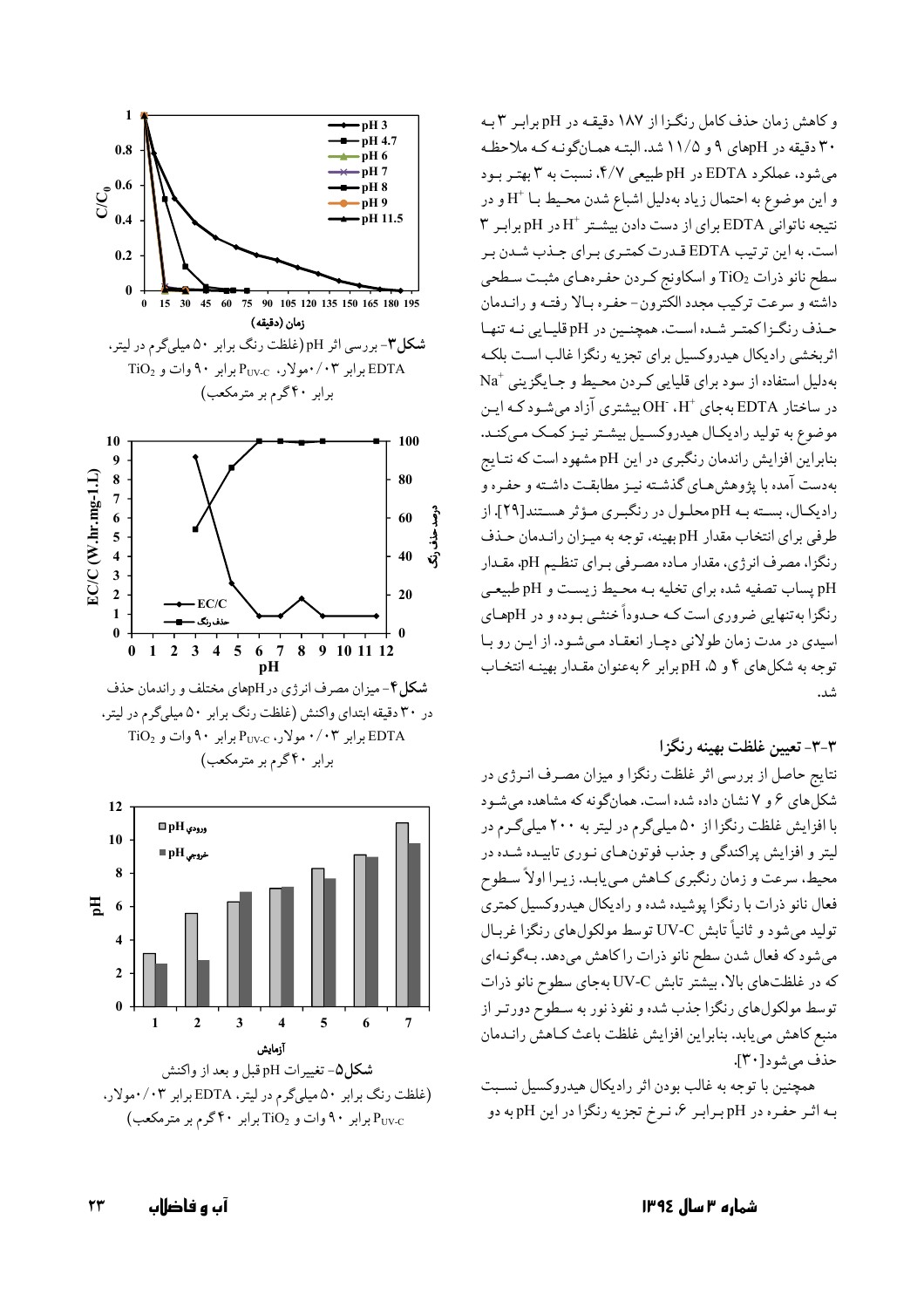و کاهش زمان حذف کامل رنگزا از ۱۸۷ دقیقه در pH برابر ۳ به ۳۰ دقیقه در pHهای ۹ و ۱۱/۵ شد. البته همانگونه که ملاحظه می‌شود، عملکرد EDTA در pH طبیعی ۴/۷، نسبت به ۳ بهتر بود و این موضوع به احتمال زیاد به‌دلیل اشباع شدن محیط با $H^+$ و در نتیجه ناتوانی EDTA برای از دست دادن بیشتر $H^+$ در pH برابر ۳ است. به این ترتیب EDTA قدرت کمتری برای جذب شدن بر سطح نانو ذرات $TiO_2$ و اسکاونج کردن حفره‌های مثبت سطحی داشته و سرعت ترکیب مجدد الکترون- حفره بالا رفته و راندمان حذف رنگزا کمتر شده است. همچنین در pH قلیایی نه تنها اثربخشی رادیکال هیدروکسیل برای تجزیه رنگزا غالب است بلکه به‌دلیل استفاده از سود برای قلیایی کردن محیط و جایگزینی $Na^+$ در ساختار EDTA به‌جای $H^+$، $OH^-$ بیشتری آزاد می‌شود که این موضوع به تولید رادیکال هیدروکسیل بیشتر نیز کمک می‌کند. بنابراین افزایش راندمان رنگبری در این pH مشهود است که نتایج به‌دست آمده با پژوهش‌های گذشته نیز مطابقت داشته و حفره و رادیکال، بسته به pH محلول در رنگبری مؤثر هستند[29]. از طرفی برای انتخاب مقدار pH بهینه، توجه به میزان راندمان حذف رنگزا، مصرف انرژی، مقدار ماده مصرفی برای تنظیم pH، مقدار pH پساب تصفیه شده برای تخلیه به محیط زیست و pH طبیعی رنگزا به‌تنهایی ضروری است که حدوداً خنثی بوده و در pHهای اسیدی در مدت زمان طولانی دچار انعقاد می‌شود. از این رو با توجه به شکل‌های ۴ و ۵، pH برابر ۶ به‌عنوان مقدار بهینه انتخاب شد.

### ۳-۳- تعیین غلظت بهینه رنگزا

نتایج حاصل از بررسی اثر غلظت رنگزا و میزان مصرف انرژی در شکل‌های ۶ و ۷ نشان داده شده است. همان‌گونه که مشاهده می‌شود با افزایش غلظت رنگزا از ۵۰ میلی‌گرم در لیتر به ۲۰۰ میلی‌گرم در لیتر و افزایش پراکندگی و جذب فوتون‌های نوری تابیده شده در محیط، سرعت و زمان رنگبری کاهش می‌یابد. زیرا اولاً سطوح فعال نانو ذرات با رنگزا پوشیده شده و رادیکال هیدروکسیل کمتری تولید می‌شود و ثانیاً تابش UV-C توسط مولکول‌های رنگزا غربال می‌شود که فعال شدن سطح نانو ذرات را کاهش می‌دهد. به‌گونه‌ای که در غلظت‌های بالا، بیشتر تابش UV-C به‌جای سطوح نانو ذرات توسط مولکول‌های رنگزا جذب شده و نفوذ نور به سطوح دورتر از منبع کاهش می‌یابد. بنابراین افزایش غلظت باعث کاهش راندمان حذف می‌شود[30].

همچنین با توجه به غالب بودن اثر رادیکال هیدروکسیل نسبت به اثر حفره در pH برابر ۶، نرخ تجزیه رنگزا در این pH به دو

شکل ۳- بررسی اثر pH (غلظت رنگ برابر ۵۰ میلی‌گرم در لیتر، EDTA برابر ۰/۰۳ مولار، $P_{UV-C}$ برابر ۹۰ وات و $TiO_2$ برابر ۴۰ گرم بر مترمکعب)

شکل ۴- میزان مصرف انرژی در pHهای مختلف و راندمان حذف در ۳۰ دقیقه ابتدای واکنش (غلظت رنگ برابر ۵۰ میلی‌گرم در لیتر، EDTA برابر ۰/۰۳ مولار، $P_{UV-C}$ برابر ۹۰ وات و $TiO_2$ برابر ۴۰ گرم بر مترمکعب)

شکل ۵- تغییرات pH قبل و بعد از واکنش (غلظت رنگ برابر ۵۰ میلی‌گرم در لیتر، EDTA برابر ۰/۰۳ مولار، $P_{UV-C}$ برابر ۹۰ وات و $TiO_2$ برابر ۴۰ گرم بر مترمکعب)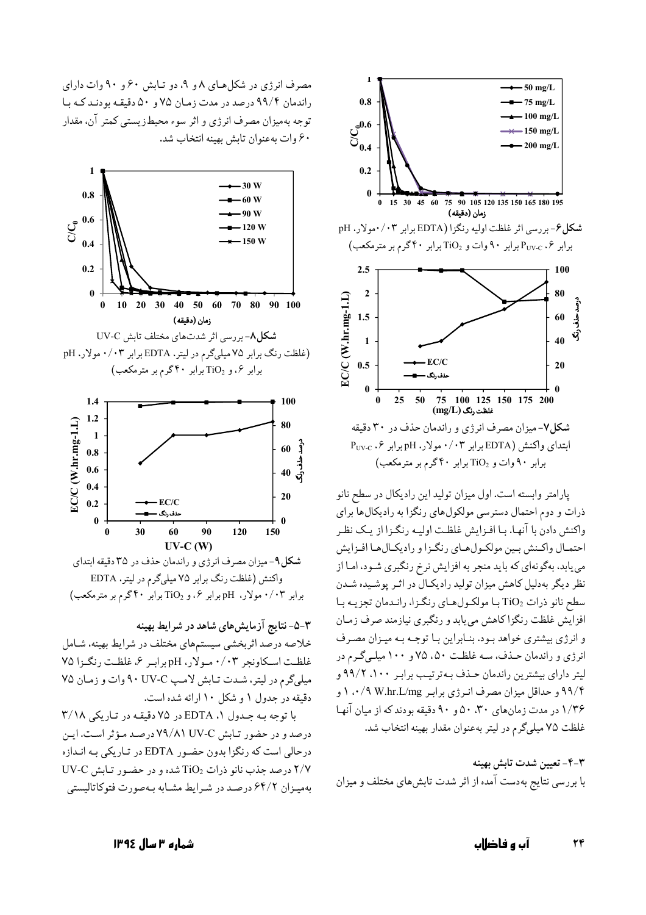**شکل۶**- بررسی اثر غلظت اولیه رنگزا (EDTA برابر ۰/۰۳مولار، pH برابر ۶، $P_{UV\text{-}C}$ برابر ۹۰ وات و $TiO_2$ برابر ۴۰ گرم بر مترمکعب)

**شکل۷**- میزان مصرف انرژی و راندمان حذف در ۳۰ دقیقه ابتدای واکنش (EDTA برابر ۰/۰۳ مولار، pH برابر ۶، $P_{UV\text{-}C}$ برابر ۹۰ وات و $TiO_2$ برابر ۴۰ گرم بر مترمکعب)

پارامتر وابسته است. اول میزان تولید این رادیکال در سطح نانو ذرات و دوم احتمال دسترسی مولکول‌های رنگزا به رادیکال‌ها برای واکنش دادن با آنها. با افزایش غلظت اولیه رنگزا از یک نظر احتمال واکنش بین مولکول‌های رنگزا و رادیکال‌ها افزایش می‌یابد، به‌گونه‌ای که باید منجر به افزایش نرخ رنگبری شود، اما از نظر دیگر به‌دلیل کاهش میزان تولید رادیکال در اثر پوشیده شدن سطح نانو ذرات $TiO_2$ با مولکول‌های رنگزا، راندمان تجزیه با افزایش غلظت رنگزا کاهش می‌یابد و رنگبری نیازمند صرف زمان و انرژی بیشتری خواهد بود. بنابراین با توجه به میزان مصرف انرژی و راندمان حذف، سه غلظت ۵۰، ۷۵ و ۱۰۰ میلی‌گرم در لیتر دارای بیشترین راندمان حذف به‌ترتیب برابر ۱۰۰، ۹۹/۲ و ۹۹/۴ و حداقل میزان مصرف انرژی برابر W.hr.L/mg ۰/۹، ۱ و ۱/۳۶ در مدت زمان‌های ۳۰، ۵۰ و ۹۰ دقیقه بودند که از میان آنها غلظت ۷۵ میلی‌گرم در لیتر به‌عنوان مقدار بهینه انتخاب شد.

### ۳-۴- تعیین شدت تابش بهینه

با بررسی نتایج به‌دست آمده از اثر شدت تابش‌های مختلف و میزان مصرف انرژی در شکل‌های ۸ و ۹، دو تابش ۶۰ و ۹۰ وات دارای راندمان ۹۹/۴ درصد در مدت زمان ۷۵ و ۵۰ دقیقه بودند که با توجه به‌میزان مصرف انرژی و اثر سوء محیط‌زیستی کمتر آن، مقدار ۶۰ وات به‌عنوان تابش بهینه انتخاب شد.

**شکل۸**- بررسی اثر شدت‌های مختلف تابش UV-C (غلظت رنگ برابر ۷۵ میلی‌گرم در لیتر، EDTA برابر ۰/۰۳ مولار، pH برابر ۶، و $TiO_2$ برابر ۴۰ گرم بر مترمکعب)

**شکل۹**- میزان مصرف انرژی و راندمان حذف در ۳۵ دقیقه ابتدای واکنش (غلظت رنگ برابر ۷۵ میلی‌گرم در لیتر، EDTA برابر ۰/۰۳ مولار، pH برابر ۶، و $TiO_2$ برابر ۴۰ گرم بر مترمکعب)

### ۳-۵- نتایج آزمایش‌های شاهد در شرایط بهینه

خلاصه درصد اثربخشی سیستم‌های مختلف در شرایط بهینه، شامل غلظت اسکاونجر ۰/۰۳ مولار، pH برابر ۶، غلظت رنگزا ۷۵ میلی‌گرم در لیتر، شدت تابش لامپ UV-C ۹۰ وات و زمان ۷۵ دقیقه در جدول ۱ و شکل ۱۰ ارائه شده است.

با توجه به جدول ۱، EDTA در ۷۵ دقیقه در تاریکی ۳/۱۸ درصد و در حضور تابش UV-C ۷۹/۸۱ درصد مؤثر است. این درحالی است که رنگزا بدون حضور EDTA در تاریکی به اندازه ۲/۷ درصد جذب نانو ذرات $TiO_2$ شده و در حضور تابش UV-C به‌میزان ۶۴/۲ درصد در شرایط مشابه به‌صورت فتوکاتالیستی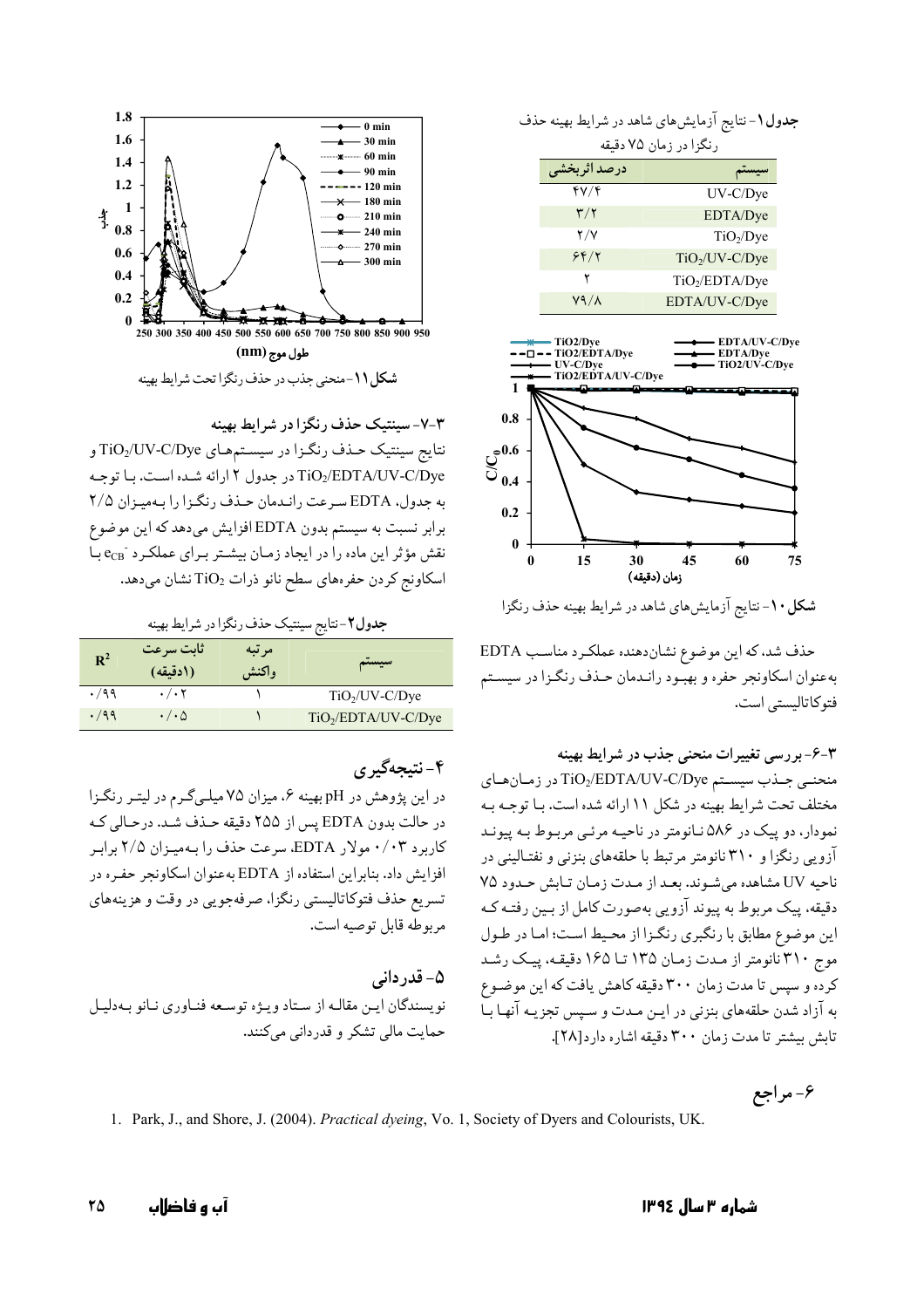**جدول ۱**- نتایج آزمایش‌های شاهد در شرایط بهینه حذف رنگزا در زمان ۷۵ دقیقه

| سیستم | درصد اثربخشی |
|---|---|
| UV-C/Dye | ۴۷/۴ |
| EDTA/Dye | ۳/۲ |
| $TiO_2$/Dye | ۲/۷ |
| $TiO_2$/UV-C/Dye | ۶۴/۲ |
| $TiO_2$/EDTA/Dye | ۲ |
| EDTA/UV-C/Dye | ۷۹/۸ |

**شکل ۱۰**- نتایج آزمایش‌های شاهد در شرایط بهینه حذف رنگزا

حذف شد، که این موضوع نشان‌دهنده عملکرد مناسب EDTA به‌عنوان اسکاونجر حفره و بهبود راندمان حذف رنگزا در سیستم فتوکاتالیستی است.

### ۳-۶- بررسی تغییرات منحنی جذب در شرایط بهینه

منحنی جذب سیستم $TiO_2$/EDTA/UV-C/Dye در زمان‌های مختلف تحت شرایط بهینه در شکل ۱۱ ارائه شده است. با توجه به نمودار، دو پیک در ۵۸۶ نانومتر در ناحیه مرئی مربوط به پیوند آزویی رنگزا و ۳۱۰ نانومتر مرتبط با حلقه‌های بنزنی و نفتالینی در ناحیه UV مشاهده می‌شوند. بعد از مدت زمان تابش حدود ۷۵ دقیقه، پیک مربوط به پیوند آزویی به‌صورت کامل از بین رفته که این موضوع مطابق با رنگبری رنگزا از محیط است؛ اما در طول موج ۳۱۰ نانومتر از مدت زمان ۱۳۵ تا ۱۶۵ دقیقه، پیک رشد کرده و سپس تا مدت زمان ۳۰۰ دقیقه کاهش یافت که این موضوع به آزاد شدن حلقه‌های بنزنی در این مدت و سپس تجزیه آنها با تابش بیشتر تا مدت زمان ۳۰۰ دقیقه اشاره دارد[28].

**شکل ۱۱**- منحنی جذب در حذف رنگزا تحت شرایط بهینه

### ۳-۷- سینتیک حذف رنگزا در شرایط بهینه

نتایج سینتیک حذف رنگزا در سیستم‌های $TiO_2$/UV-C/Dye و $TiO_2$/EDTA/UV-C/Dye در جدول ۲ ارائه شده است. با توجه به جدول، EDTA سرعت راندمان حذف رنگزا را به‌میزان ۲/۵ برابر نسبت به سیستم بدون EDTA افزایش می‌دهد که این موضوع نقش مؤثر این ماده را در ایجاد زمان بیشتر برای عملکرد $e_{CB}^-$ با اسکاونج کردن حفره‌های سطح نانو ذرات $TiO_2$ نشان می‌دهد.

**جدول ۲**- نتایج سینتیک حذف رنگزا در شرایط بهینه

| سیستم | مرتبه واکنش | ثابت سرعت (۱/دقیقه) | $R^2$ |
|---|---|---|---|
| $TiO_2$/UV-C/Dye | ۱ | ۰/۰۲ | ۰/۹۹ |
| $TiO_2$/EDTA/UV-C/Dye | ۱ | ۰/۰۵ | ۰/۹۹ |

## ۴- نتیجه‌گیری

در این پژوهش در pH بهینه ۶، میزان ۷۵ میلی‌گرم در لیتر رنگزا در حالت بدون EDTA پس از ۲۵۵ دقیقه حذف شد. درحالی که کاربرد ۰/۰۳ مولار EDTA، سرعت حذف را به‌میزان ۲/۵ برابر افزایش داد. بنابراین استفاده از EDTA به‌عنوان اسکاونجر حفره در تسریع حذف فتوکاتالیستی رنگزا، صرفه‌جویی در وقت و هزینه‌های مربوطه قابل توصیه است.

## ۵- قدردانی

نویسندگان این مقاله از ستاد ویژه توسعه فناوری نانو به‌دلیل حمایت مالی تشکر و قدردانی می‌کنند.

## ۶- مراجع

1. Park, J., and Shore, J. (2004). *Practical dyeing*, Vo. 1, Society of Dyers and Colourists, UK.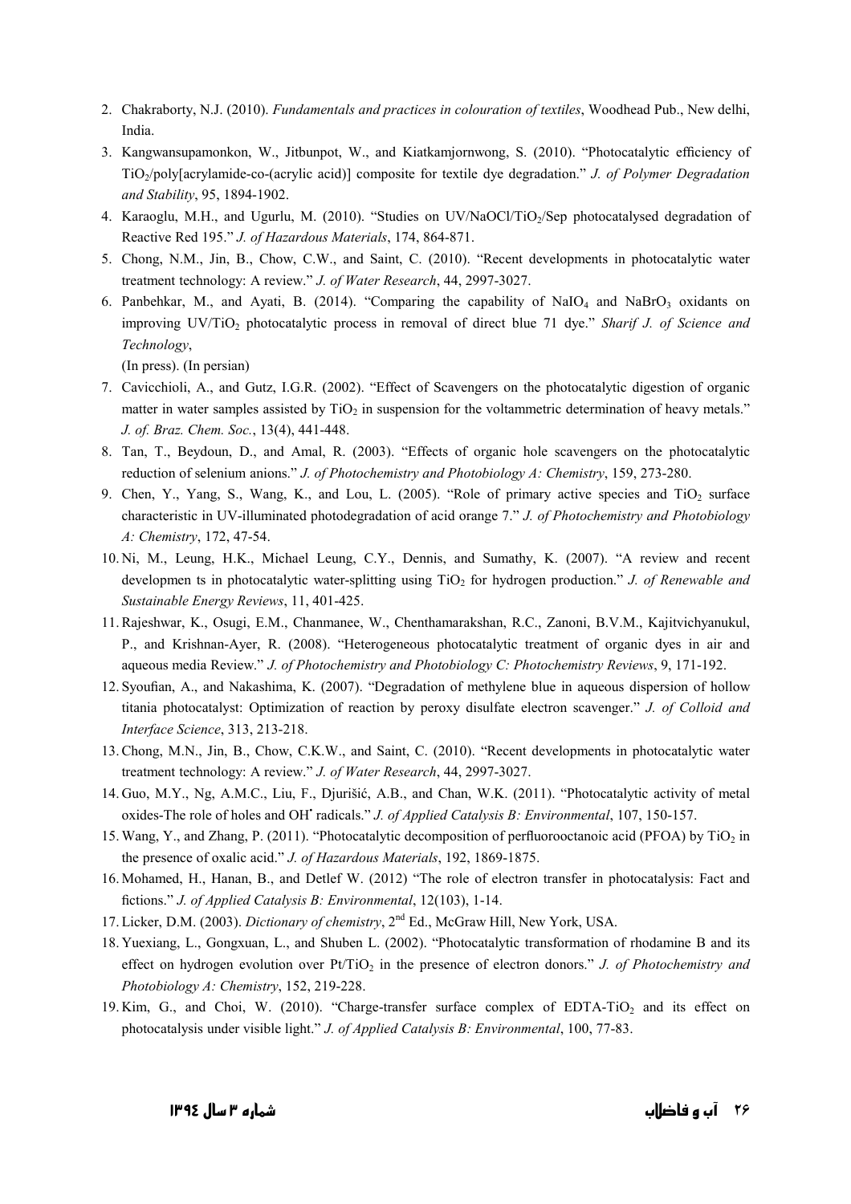2. Chakraborty, N.J. (2010). *Fundamentals and practices in colouration of textiles*, Woodhead Pub., New delhi, India.
3. Kangwansupamonkon, W., Jitbunpot, W., and Kiatkamjornwong, S. (2010). "Photocatalytic efficiency of $TiO_2$/poly[acrylamide-co-(acrylic acid)] composite for textile dye degradation." *J. of Polymer Degradation and Stability*, 95, 1894-1902.
4. Karaoglu, M.H., and Ugurlu, M. (2010). "Studies on UV/NaOCl/$TiO_2$/Sep photocatalysed degradation of Reactive Red 195." *J. of Hazardous Materials*, 174, 864-871.
5. Chong, N.M., Jin, B., Chow, C.W., and Saint, C. (2010). "Recent developments in photocatalytic water treatment technology: A review." *J. of Water Research*, 44, 2997-3027.
6. Panbehkar, M., and Ayati, B. (2014). "Comparing the capability of $NaIO_4$ and $NaBrO_3$ oxidants on improving UV/$TiO_2$ photocatalytic process in removal of direct blue 71 dye." *Sharif J. of Science and Technology*,
   (In press). (In persian)
7. Cavicchioli, A., and Gutz, I.G.R. (2002). "Effect of Scavengers on the photocatalytic digestion of organic matter in water samples assisted by $TiO_2$ in suspension for the voltammetric determination of heavy metals." *J. of. Braz. Chem. Soc.*, 13(4), 441-448.
8. Tan, T., Beydoun, D., and Amal, R. (2003). "Effects of organic hole scavengers on the photocatalytic reduction of selenium anions." *J. of Photochemistry and Photobiology A: Chemistry*, 159, 273-280.
9. Chen, Y., Yang, S., Wang, K., and Lou, L. (2005). "Role of primary active species and $TiO_2$ surface characteristic in UV-illuminated photodegradation of acid orange 7." *J. of Photochemistry and Photobiology A: Chemistry*, 172, 47-54.
10. Ni, M., Leung, H.K., Michael Leung, C.Y., Dennis, and Sumathy, K. (2007). "A review and recent developmen ts in photocatalytic water-splitting using $TiO_2$ for hydrogen production." *J. of Renewable and Sustainable Energy Reviews*, 11, 401-425.
11. Rajeshwar, K., Osugi, E.M., Chanmanee, W., Chenthamarakshan, R.C., Zanoni, B.V.M., Kajitvichyanukul, P., and Krishnan-Ayer, R. (2008). "Heterogeneous photocatalytic treatment of organic dyes in air and aqueous media Review." *J. of Photochemistry and Photobiology C: Photochemistry Reviews*, 9, 171-192.
12. Syoufian, A., and Nakashima, K. (2007). "Degradation of methylene blue in aqueous dispersion of hollow titania photocatalyst: Optimization of reaction by peroxy disulfate electron scavenger." *J. of Colloid and Interface Science*, 313, 213-218.
13. Chong, M.N., Jin, B., Chow, C.K.W., and Saint, C. (2010). "Recent developments in photocatalytic water treatment technology: A review." *J. of Water Research*, 44, 2997-3027.
14. Guo, M.Y., Ng, A.M.C., Liu, F., Djurišić, A.B., and Chan, W.K. (2011). "Photocatalytic activity of metal oxides-The role of holes and $OH^{\bullet}$ radicals." *J. of Applied Catalysis B: Environmental*, 107, 150-157.
15. Wang, Y., and Zhang, P. (2011). "Photocatalytic decomposition of perfluorooctanoic acid (PFOA) by $TiO_2$ in the presence of oxalic acid." *J. of Hazardous Materials*, 192, 1869-1875.
16. Mohamed, H., Hanan, B., and Detlef W. (2012) "The role of electron transfer in photocatalysis: Fact and fictions." *J. of Applied Catalysis B: Environmental*, 12(103), 1-14.
17. Licker, D.M. (2003). *Dictionary of chemistry*, 2nd Ed., McGraw Hill, New York, USA.
18. Yuexiang, L., Gongxuan, L., and Shuben L. (2002). "Photocatalytic transformation of rhodamine B and its effect on hydrogen evolution over Pt/$TiO_2$ in the presence of electron donors." *J. of Photochemistry and Photobiology A: Chemistry*, 152, 219-228.
19. Kim, G., and Choi, W. (2010). "Charge-transfer surface complex of EDTA-$TiO_2$ and its effect on photocatalysis under visible light." *J. of Applied Catalysis B: Environmental*, 100, 77-83.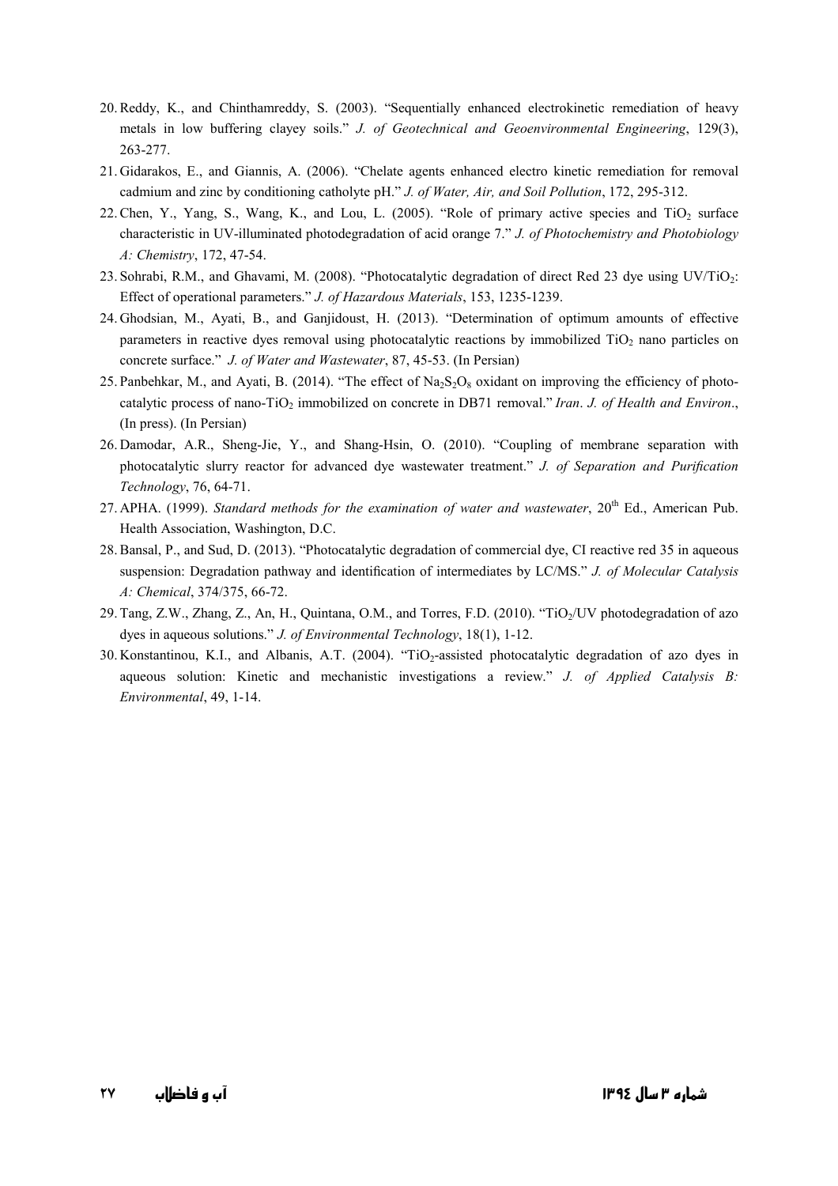20. Reddy, K., and Chinthamreddy, S. (2003). "Sequentially enhanced electrokinetic remediation of heavy metals in low buffering clayey soils." *J. of Geotechnical and Geoenvironmental Engineering*, 129(3), 263-277.
21. Gidarakos, E., and Giannis, A. (2006). "Chelate agents enhanced electro kinetic remediation for removal cadmium and zinc by conditioning catholyte pH." *J. of Water, Air, and Soil Pollution*, 172, 295-312.
22. Chen, Y., Yang, S., Wang, K., and Lou, L. (2005). "Role of primary active species and $TiO_2$ surface characteristic in UV-illuminated photodegradation of acid orange 7." *J. of Photochemistry and Photobiology A: Chemistry*, 172, 47-54.
23. Sohrabi, R.M., and Ghavami, M. (2008). "Photocatalytic degradation of direct Red 23 dye using UV/$TiO_2$: Effect of operational parameters." *J. of Hazardous Materials*, 153, 1235-1239.
24. Ghodsian, M., Ayati, B., and Ganjidoust, H. (2013). "Determination of optimum amounts of effective parameters in reactive dyes removal using photocatalytic reactions by immobilized $TiO_2$ nano particles on concrete surface." *J. of Water and Wastewater*, 87, 45-53. (In Persian)
25. Panbehkar, M., and Ayati, B. (2014). "The effect of $Na_2S_2O_8$ oxidant on improving the efficiency of photo-catalytic process of nano-$TiO_2$ immobilized on concrete in DB71 removal." *Iran. J. of Health and Environ.*, (In press). (In Persian)
26. Damodar, A.R., Sheng-Jie, Y., and Shang-Hsin, O. (2010). "Coupling of membrane separation with photocatalytic slurry reactor for advanced dye wastewater treatment." *J. of Separation and Purification Technology*, 76, 64-71.
27. APHA. (1999). *Standard methods for the examination of water and wastewater*, 20th Ed., American Pub. Health Association, Washington, D.C.
28. Bansal, P., and Sud, D. (2013). "Photocatalytic degradation of commercial dye, CI reactive red 35 in aqueous suspension: Degradation pathway and identification of intermediates by LC/MS." *J. of Molecular Catalysis A: Chemical*, 374/375, 66-72.
29. Tang, Z.W., Zhang, Z., An, H., Quintana, O.M., and Torres, F.D. (2010). "$TiO_2$/UV photodegradation of azo dyes in aqueous solutions." *J. of Environmental Technology*, 18(1), 1-12.
30. Konstantinou, K.I., and Albanis, A.T. (2004). "$TiO_2$-assisted photocatalytic degradation of azo dyes in aqueous solution: Kinetic and mechanistic investigations a review." *J. of Applied Catalysis B: Environmental*, 49, 1-14.